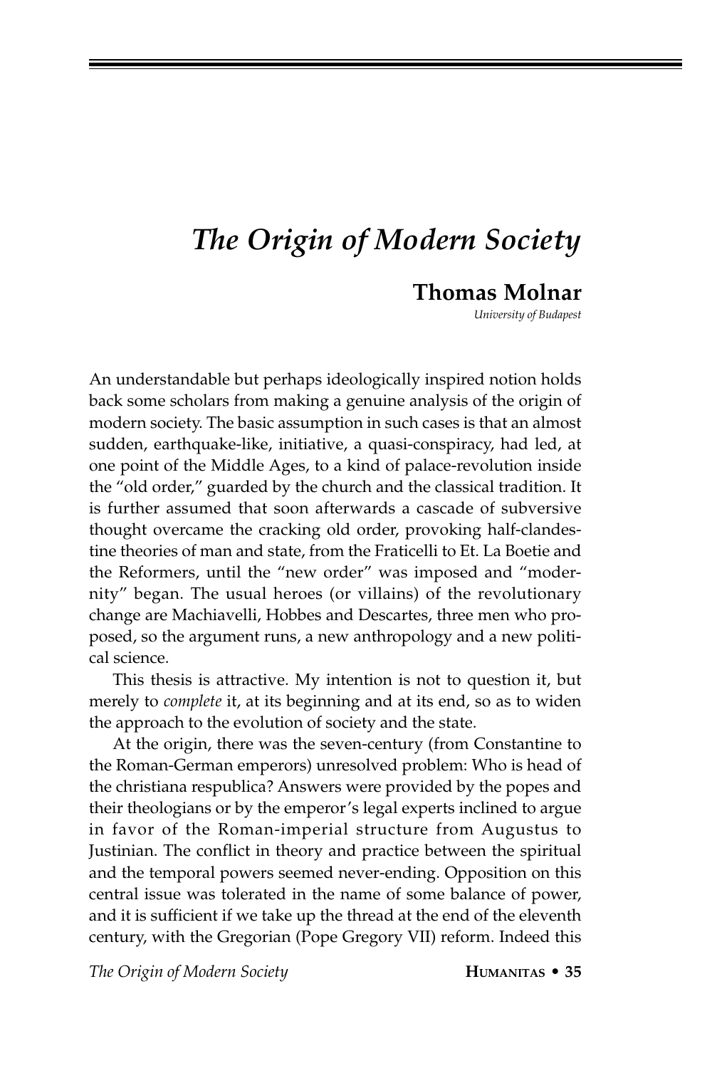# *The Origin of Modern Society*

**Thomas Molnar**

*University of Budapest*

An understandable but perhaps ideologically inspired notion holds back some scholars from making a genuine analysis of the origin of modern society. The basic assumption in such cases is that an almost sudden, earthquake-like, initiative, a quasi-conspiracy, had led, at one point of the Middle Ages, to a kind of palace-revolution inside the "old order," guarded by the church and the classical tradition. It is further assumed that soon afterwards a cascade of subversive thought overcame the cracking old order, provoking half-clandestine theories of man and state, from the Fraticelli to Et. La Boetie and the Reformers, until the "new order" was imposed and "modernity" began. The usual heroes (or villains) of the revolutionary change are Machiavelli, Hobbes and Descartes, three men who proposed, so the argument runs, a new anthropology and a new political science.

This thesis is attractive. My intention is not to question it, but merely to *complete* it, at its beginning and at its end, so as to widen the approach to the evolution of society and the state.

At the origin, there was the seven-century (from Constantine to the Roman-German emperors) unresolved problem: Who is head of the christiana respublica? Answers were provided by the popes and their theologians or by the emperor's legal experts inclined to argue in favor of the Roman-imperial structure from Augustus to Justinian. The conflict in theory and practice between the spiritual and the temporal powers seemed never-ending. Opposition on this central issue was tolerated in the name of some balance of power, and it is sufficient if we take up the thread at the end of the eleventh century, with the Gregorian (Pope Gregory VII) reform. Indeed this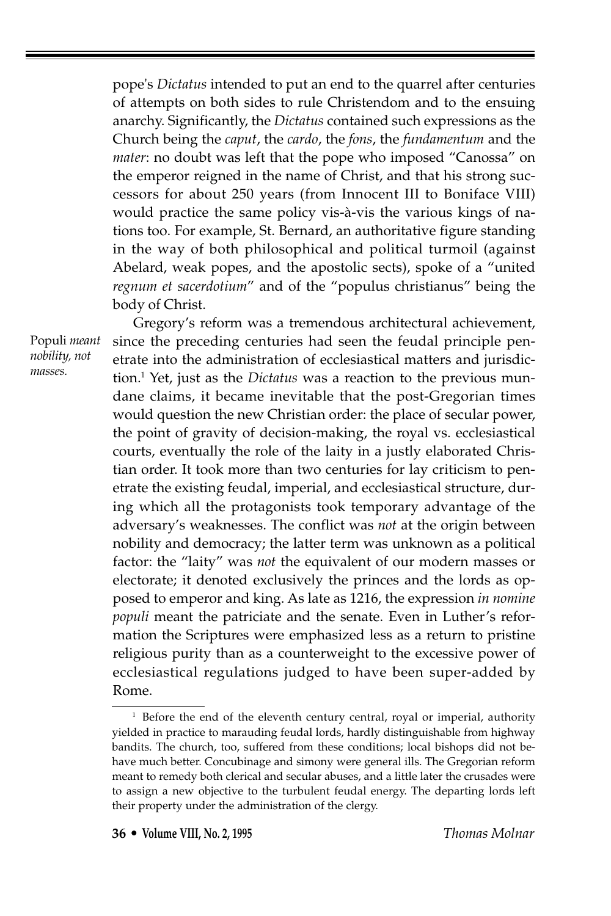pope's *Dictatus* intended to put an end to the quarrel after centuries of attempts on both sides to rule Christendom and to the ensuing anarchy. Significantly, the *Dictatus* contained such expressions as the Church being the *caput*, the *cardo*, the *fons*, the *fundamentum* and the *mater*: no doubt was left that the pope who imposed "Canossa" on the emperor reigned in the name of Christ, and that his strong successors for about 250 years (from Innocent III to Boniface VIII) would practice the same policy vis-à-vis the various kings of nations too. For example, St. Bernard, an authoritative figure standing in the way of both philosophical and political turmoil (against Abelard, weak popes, and the apostolic sects), spoke of a "united *regnum et sacerdotium*" and of the "populus christianus" being the body of Christ.

*Populi meant nobility, not masses.*

Gregory's reform was a tremendous architectural achievement, since the preceding centuries had seen the feudal principle penetrate into the administration of ecclesiastical matters and jurisdiction.[1] Yet, just as the *Dictatus* was a reaction to the previous mundane claims, it became inevitable that the post-Gregorian times would question the new Christian order: the place of secular power, the point of gravity of decision-making, the royal vs. ecclesiastical courts, eventually the role of the laity in a justly elaborated Christian order. It took more than two centuries for lay criticism to penetrate the existing feudal, imperial, and ecclesiastical structure, during which all the protagonists took temporary advantage of the adversary's weaknesses. The conflict was *not* at the origin between nobility and democracy; the latter term was unknown as a political factor: the "laity" was *not* the equivalent of our modern masses or electorate; it denoted exclusively the princes and the lords as opposed to emperor and king. As late as 1216, the expression *in nomine populi* meant the patriciate and the senate. Even in Luther's reformation the Scriptures were emphasized less as a return to pristine religious purity than as a counterweight to the excessive power of ecclesiastical regulations judged to have been super-added by Rome.

[1] Before the end of the eleventh century central, royal or imperial, authority yielded in practice to marauding feudal lords, hardly distinguishable from highway bandits. The church, too, suffered from these conditions; local bishops did not behave much better. Concubinage and simony were general ills. The Gregorian reform meant to remedy both clerical and secular abuses, and a little later the crusades were to assign a new objective to the turbulent feudal energy. The departing lords left their property under the administration of the clergy.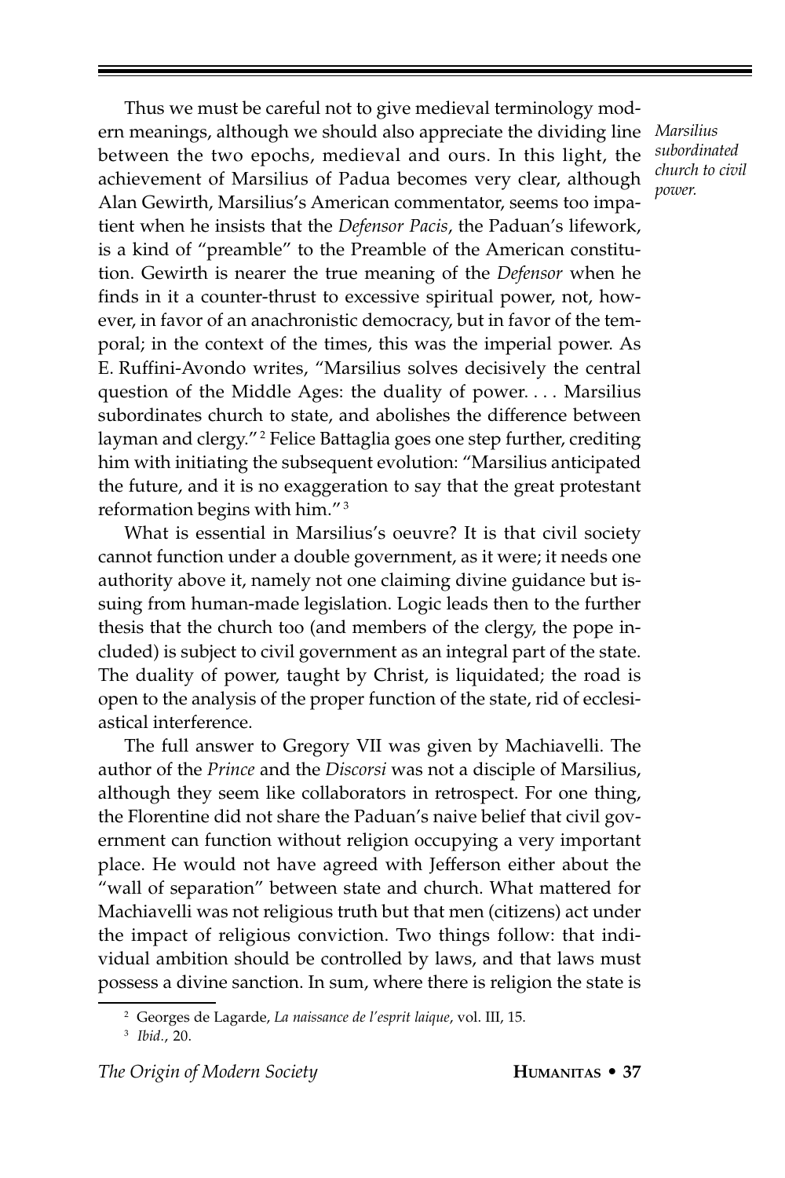Thus we must be careful not to give medieval terminology modern meanings, although we should also appreciate the dividing line between the two epochs, medieval and ours. In this light, the achievement of Marsilius of Padua becomes very clear, although Alan Gewirth, Marsilius's American commentator, seems too impatient when he insists that the *Defensor Pacis*, the Paduan's lifework, is a kind of "preamble" to the Preamble of the American constitution. Gewirth is nearer the true meaning of the *Defensor* when he finds in it a counter-thrust to excessive spiritual power, not, however, in favor of an anachronistic democracy, but in favor of the temporal; in the context of the times, this was the imperial power. As E. Ruffini-Avondo writes, "Marsilius solves decisively the central question of the Middle Ages: the duality of power. . . . Marsilius subordinates church to state, and abolishes the difference between layman and clergy."[2] Felice Battaglia goes one step further, crediting him with initiating the subsequent evolution: "Marsilius anticipated the future, and it is no exaggeration to say that the great protestant reformation begins with him."[3]

*Marsilius subordinated church to civil power.*

What is essential in Marsilius's oeuvre? It is that civil society cannot function under a double government, as it were; it needs one authority above it, namely not one claiming divine guidance but issuing from human-made legislation. Logic leads then to the further thesis that the church too (and members of the clergy, the pope included) is subject to civil government as an integral part of the state. The duality of power, taught by Christ, is liquidated; the road is open to the analysis of the proper function of the state, rid of ecclesiastical interference.

The full answer to Gregory VII was given by Machiavelli. The author of the *Prince* and the *Discorsi* was not a disciple of Marsilius, although they seem like collaborators in retrospect. For one thing, the Florentine did not share the Paduan's naive belief that civil government can function without religion occupying a very important place. He would not have agreed with Jefferson either about the "wall of separation" between state and church. What mattered for Machiavelli was not religious truth but that men (citizens) act under the impact of religious conviction. Two things follow: that individual ambition should be controlled by laws, and that laws must possess a divine sanction. In sum, where there is religion the state is

---

[2] Georges de Lagarde, *La naissance de l'esprit laique*, vol. III, 15.

[3] *Ibid.*, 20.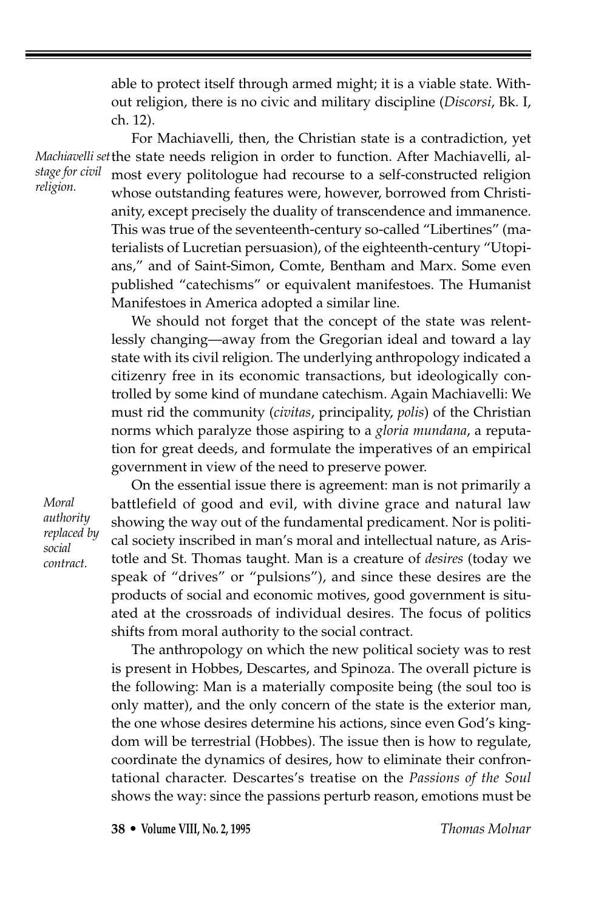able to protect itself through armed might; it is a viable state. Without religion, there is no civic and military discipline (*Discorsi*, Bk. I, ch. 12).

*Machiavelli set stage for civil religion.*

For Machiavelli, then, the Christian state is a contradiction, yet the state needs religion in order to function. After Machiavelli, almost every politologue had recourse to a self-constructed religion whose outstanding features were, however, borrowed from Christianity, except precisely the duality of transcendence and immanence. This was true of the seventeenth-century so-called "Libertines" (materialists of Lucretian persuasion), of the eighteenth-century "Utopians," and of Saint-Simon, Comte, Bentham and Marx. Some even published "catechisms" or equivalent manifestoes. The Humanist Manifestoes in America adopted a similar line.

We should not forget that the concept of the state was relentlessly changing—away from the Gregorian ideal and toward a lay state with its civil religion. The underlying anthropology indicated a citizenry free in its economic transactions, but ideologically controlled by some kind of mundane catechism. Again Machiavelli: We must rid the community (*civitas*, principality, *polis*) of the Christian norms which paralyze those aspiring to a *gloria mundana*, a reputation for great deeds, and formulate the imperatives of an empirical government in view of the need to preserve power.

*Moral authority replaced by social contract.*

On the essential issue there is agreement: man is not primarily a battlefield of good and evil, with divine grace and natural law showing the way out of the fundamental predicament. Nor is political society inscribed in man's moral and intellectual nature, as Aristotle and St. Thomas taught. Man is a creature of *desires* (today we speak of "drives" or "pulsions"), and since these desires are the products of social and economic motives, good government is situated at the crossroads of individual desires. The focus of politics shifts from moral authority to the social contract.

The anthropology on which the new political society was to rest is present in Hobbes, Descartes, and Spinoza. The overall picture is the following: Man is a materially composite being (the soul too is only matter), and the only concern of the state is the exterior man, the one whose desires determine his actions, since even God's kingdom will be terrestrial (Hobbes). The issue then is how to regulate, coordinate the dynamics of desires, how to eliminate their confrontational character. Descartes's treatise on the *Passions of the Soul* shows the way: since the passions perturb reason, emotions must be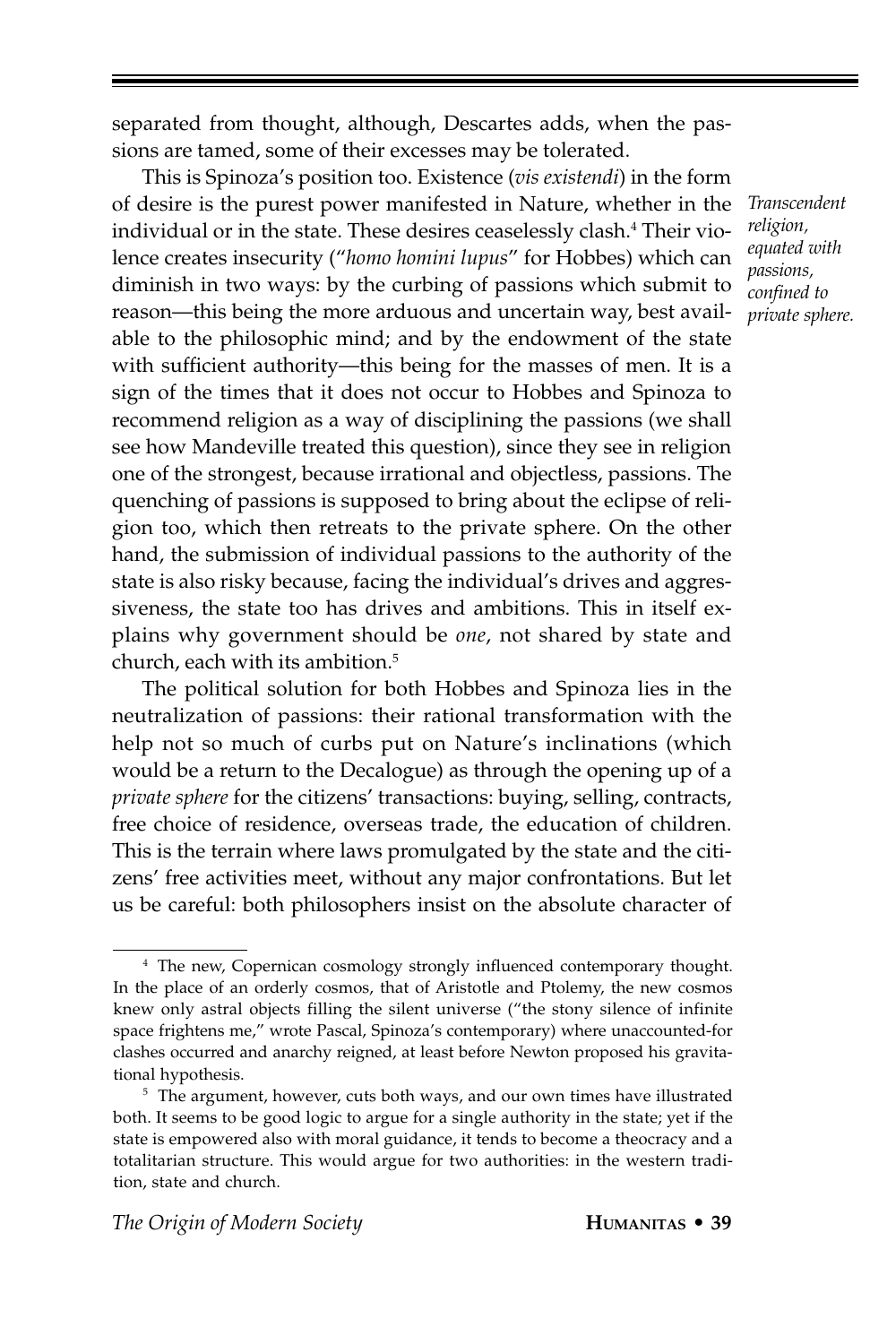separated from thought, although, Descartes adds, when the passions are tamed, some of their excesses may be tolerated.

*Transcendent religion, equated with passions, confined to private sphere.*

This is Spinoza's position too. Existence (*vis existendi*) in the form of desire is the purest power manifested in Nature, whether in the individual or in the state. These desires ceaselessly clash.[4] Their violence creates insecurity ("*homo homini lupus*" for Hobbes) which can diminish in two ways: by the curbing of passions which submit to reason—this being the more arduous and uncertain way, best available to the philosophic mind; and by the endowment of the state with sufficient authority—this being for the masses of men. It is a sign of the times that it does not occur to Hobbes and Spinoza to recommend religion as a way of disciplining the passions (we shall see how Mandeville treated this question), since they see in religion one of the strongest, because irrational and objectless, passions. The quenching of passions is supposed to bring about the eclipse of religion too, which then retreats to the private sphere. On the other hand, the submission of individual passions to the authority of the state is also risky because, facing the individual's drives and aggressiveness, the state too has drives and ambitions. This in itself explains why government should be *one*, not shared by state and church, each with its ambition.[5]

The political solution for both Hobbes and Spinoza lies in the neutralization of passions: their rational transformation with the help not so much of curbs put on Nature's inclinations (which would be a return to the Decalogue) as through the opening up of a *private sphere* for the citizens' transactions: buying, selling, contracts, free choice of residence, overseas trade, the education of children. This is the terrain where laws promulgated by the state and the citizens' free activities meet, without any major confrontations. But let us be careful: both philosophers insist on the absolute character of

---

[4] The new, Copernican cosmology strongly influenced contemporary thought. In the place of an orderly cosmos, that of Aristotle and Ptolemy, the new cosmos knew only astral objects filling the silent universe ("the stony silence of infinite space frightens me," wrote Pascal, Spinoza's contemporary) where unaccounted-for clashes occurred and anarchy reigned, at least before Newton proposed his gravitational hypothesis.

[5] The argument, however, cuts both ways, and our own times have illustrated both. It seems to be good logic to argue for a single authority in the state; yet if the state is empowered also with moral guidance, it tends to become a theocracy and a totalitarian structure. This would argue for two authorities: in the western tradition, state and church.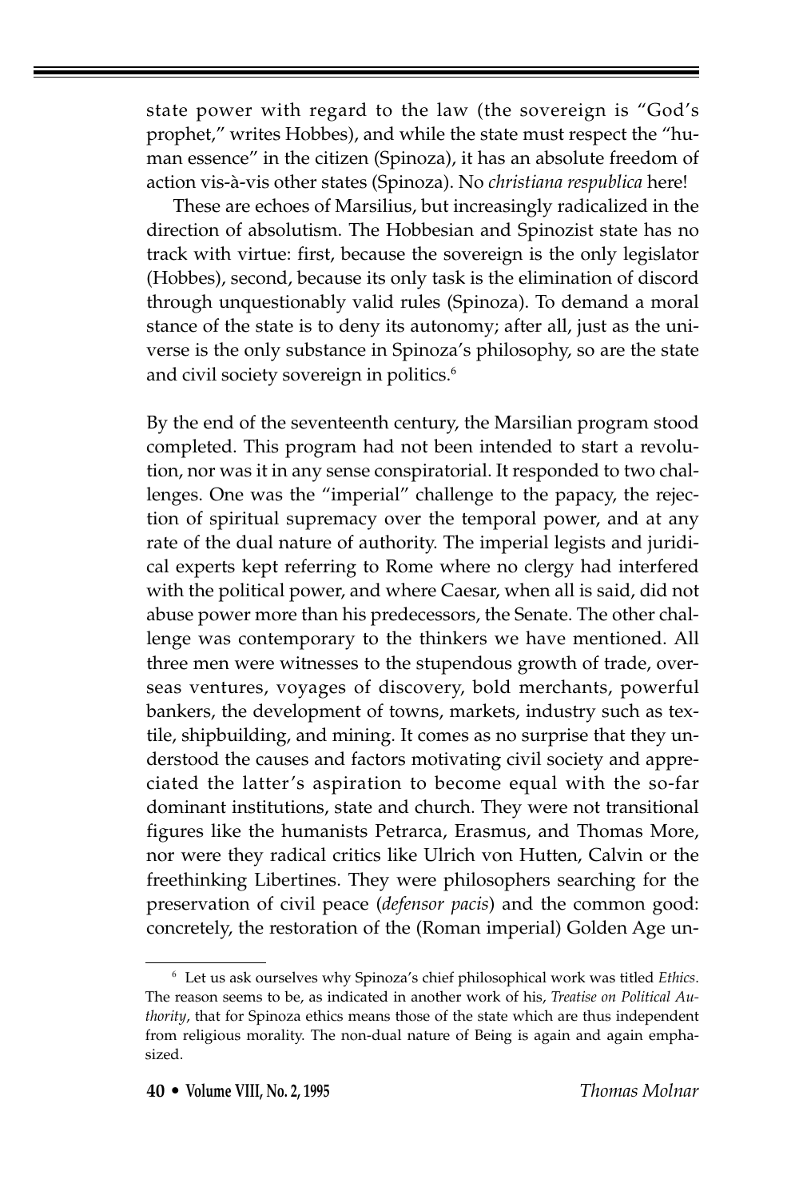state power with regard to the law (the sovereign is "God's prophet," writes Hobbes), and while the state must respect the "human essence" in the citizen (Spinoza), it has an absolute freedom of action vis-à-vis other states (Spinoza). No *christiana respublica* here!

These are echoes of Marsilius, but increasingly radicalized in the direction of absolutism. The Hobbesian and Spinozist state has no track with virtue: first, because the sovereign is the only legislator (Hobbes), second, because its only task is the elimination of discord through unquestionably valid rules (Spinoza). To demand a moral stance of the state is to deny its autonomy; after all, just as the universe is the only substance in Spinoza's philosophy, so are the state and civil society sovereign in politics.[6]

By the end of the seventeenth century, the Marsilian program stood completed. This program had not been intended to start a revolution, nor was it in any sense conspiratorial. It responded to two challenges. One was the "imperial" challenge to the papacy, the rejection of spiritual supremacy over the temporal power, and at any rate of the dual nature of authority. The imperial legists and juridical experts kept referring to Rome where no clergy had interfered with the political power, and where Caesar, when all is said, did not abuse power more than his predecessors, the Senate. The other challenge was contemporary to the thinkers we have mentioned. All three men were witnesses to the stupendous growth of trade, overseas ventures, voyages of discovery, bold merchants, powerful bankers, the development of towns, markets, industry such as textile, shipbuilding, and mining. It comes as no surprise that they understood the causes and factors motivating civil society and appreciated the latter's aspiration to become equal with the so-far dominant institutions, state and church. They were not transitional figures like the humanists Petrarca, Erasmus, and Thomas More, nor were they radical critics like Ulrich von Hutten, Calvin or the freethinking Libertines. They were philosophers searching for the preservation of civil peace (*defensor pacis*) and the common good: concretely, the restoration of the (Roman imperial) Golden Age un-

---

[6] Let us ask ourselves why Spinoza's chief philosophical work was titled *Ethics*. The reason seems to be, as indicated in another work of his, *Treatise on Political Authority*, that for Spinoza ethics means those of the state which are thus independent from religious morality. The non-dual nature of Being is again and again emphasized.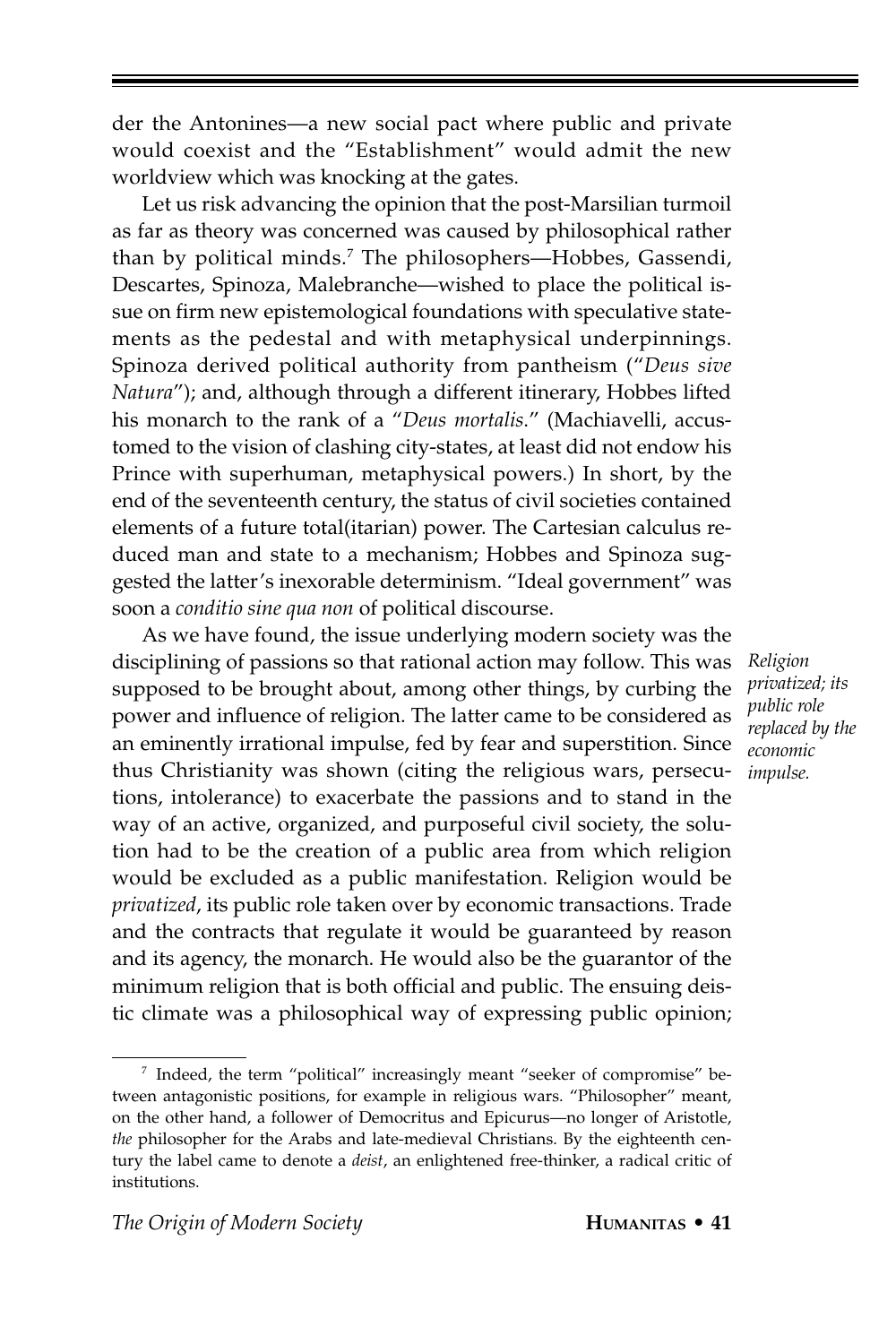der the Antonines—a new social pact where public and private would coexist and the "Establishment" would admit the new worldview which was knocking at the gates.

Let us risk advancing the opinion that the post-Marsilian turmoil as far as theory was concerned was caused by philosophical rather than by political minds.[7] The philosophers—Hobbes, Gassendi, Descartes, Spinoza, Malebranche—wished to place the political issue on firm new epistemological foundations with speculative statements as the pedestal and with metaphysical underpinnings. Spinoza derived political authority from pantheism ("*Deus sive Natura*"); and, although through a different itinerary, Hobbes lifted his monarch to the rank of a "*Deus mortalis*." (Machiavelli, accustomed to the vision of clashing city-states, at least did not endow his Prince with superhuman, metaphysical powers.) In short, by the end of the seventeenth century, the status of civil societies contained elements of a future total(itarian) power. The Cartesian calculus reduced man and state to a mechanism; Hobbes and Spinoza suggested the latter's inexorable determinism. "Ideal government" was soon a *conditio sine qua non* of political discourse.

*Religion privatized; its public role replaced by the economic impulse.*

As we have found, the issue underlying modern society was the disciplining of passions so that rational action may follow. This was supposed to be brought about, among other things, by curbing the power and influence of religion. The latter came to be considered as an eminently irrational impulse, fed by fear and superstition. Since thus Christianity was shown (citing the religious wars, persecutions, intolerance) to exacerbate the passions and to stand in the way of an active, organized, and purposeful civil society, the solution had to be the creation of a public area from which religion would be excluded as a public manifestation. Religion would be *privatized*, its public role taken over by economic transactions. Trade and the contracts that regulate it would be guaranteed by reason and its agency, the monarch. He would also be the guarantor of the minimum religion that is both official and public. The ensuing deistic climate was a philosophical way of expressing public opinion;

---

[7] Indeed, the term "political" increasingly meant "seeker of compromise" between antagonistic positions, for example in religious wars. "Philosopher" meant, on the other hand, a follower of Democritus and Epicurus—no longer of Aristotle, *the* philosopher for the Arabs and late-medieval Christians. By the eighteenth century the label came to denote a *deist*, an enlightened free-thinker, a radical critic of institutions.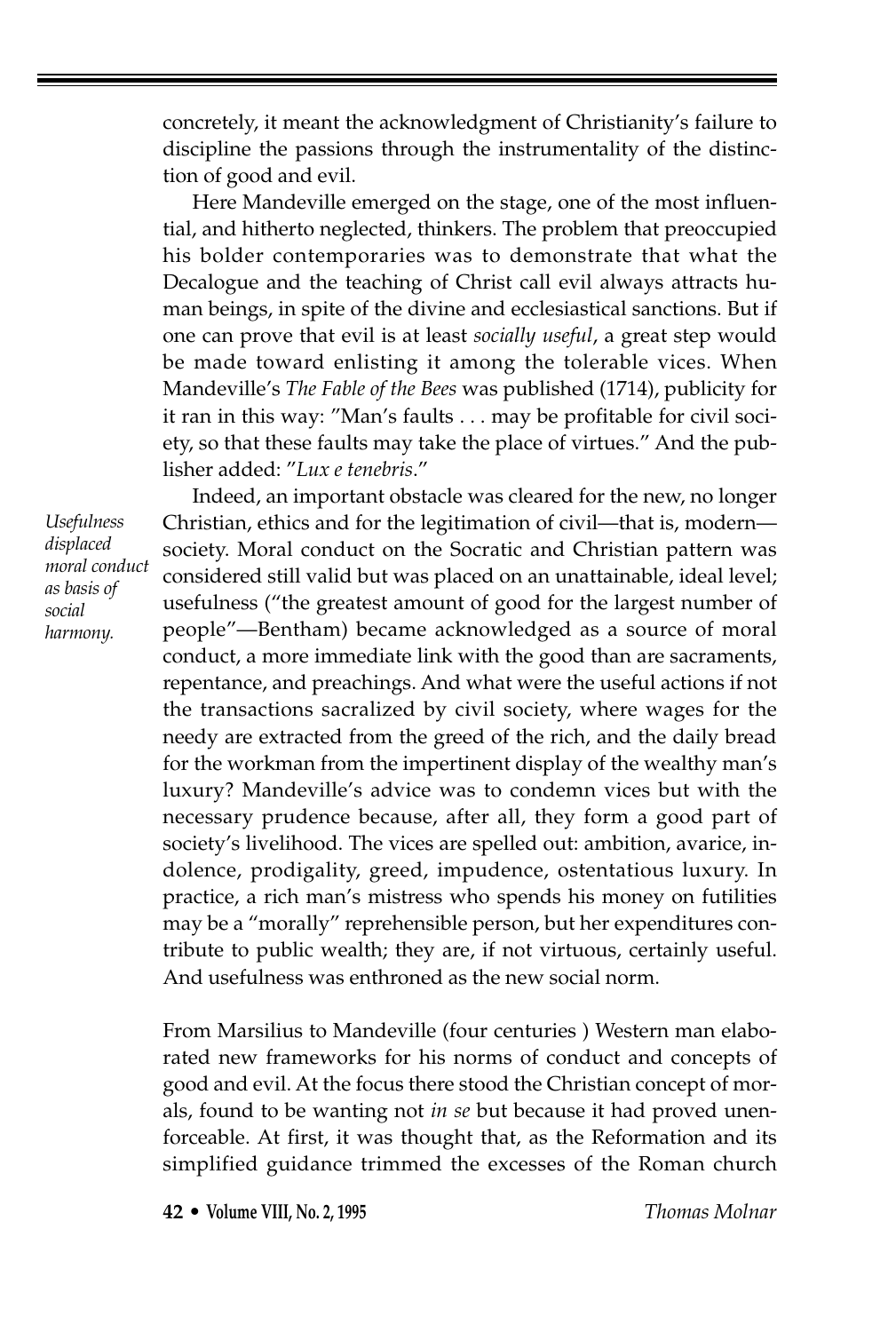concretely, it meant the acknowledgment of Christianity's failure to discipline the passions through the instrumentality of the distinction of good and evil.

Here Mandeville emerged on the stage, one of the most influential, and hitherto neglected, thinkers. The problem that preoccupied his bolder contemporaries was to demonstrate that what the Decalogue and the teaching of Christ call evil always attracts human beings, in spite of the divine and ecclesiastical sanctions. But if one can prove that evil is at least *socially useful*, a great step would be made toward enlisting it among the tolerable vices. When Mandeville's *The Fable of the Bees* was published (1714), publicity for it ran in this way: "Man's faults . . . may be profitable for civil society, so that these faults may take the place of virtues." And the publisher added: "*Lux e tenebris*."

*Usefulness displaced moral conduct as basis of social harmony.*

Indeed, an important obstacle was cleared for the new, no longer Christian, ethics and for the legitimation of civil—that is, modern—society. Moral conduct on the Socratic and Christian pattern was considered still valid but was placed on an unattainable, ideal level; usefulness ("the greatest amount of good for the largest number of people"—Bentham) became acknowledged as a source of moral conduct, a more immediate link with the good than are sacraments, repentance, and preachings. And what were the useful actions if not the transactions sacralized by civil society, where wages for the needy are extracted from the greed of the rich, and the daily bread for the workman from the impertinent display of the wealthy man's luxury? Mandeville's advice was to condemn vices but with the necessary prudence because, after all, they form a good part of society's livelihood. The vices are spelled out: ambition, avarice, indolence, prodigality, greed, impudence, ostentatious luxury. In practice, a rich man's mistress who spends his money on futilities may be a "morally" reprehensible person, but her expenditures contribute to public wealth; they are, if not virtuous, certainly useful. And usefulness was enthroned as the new social norm.

From Marsilius to Mandeville (four centuries ) Western man elaborated new frameworks for his norms of conduct and concepts of good and evil. At the focus there stood the Christian concept of morals, found to be wanting not *in se* but because it had proved unenforceable. At first, it was thought that, as the Reformation and its simplified guidance trimmed the excesses of the Roman church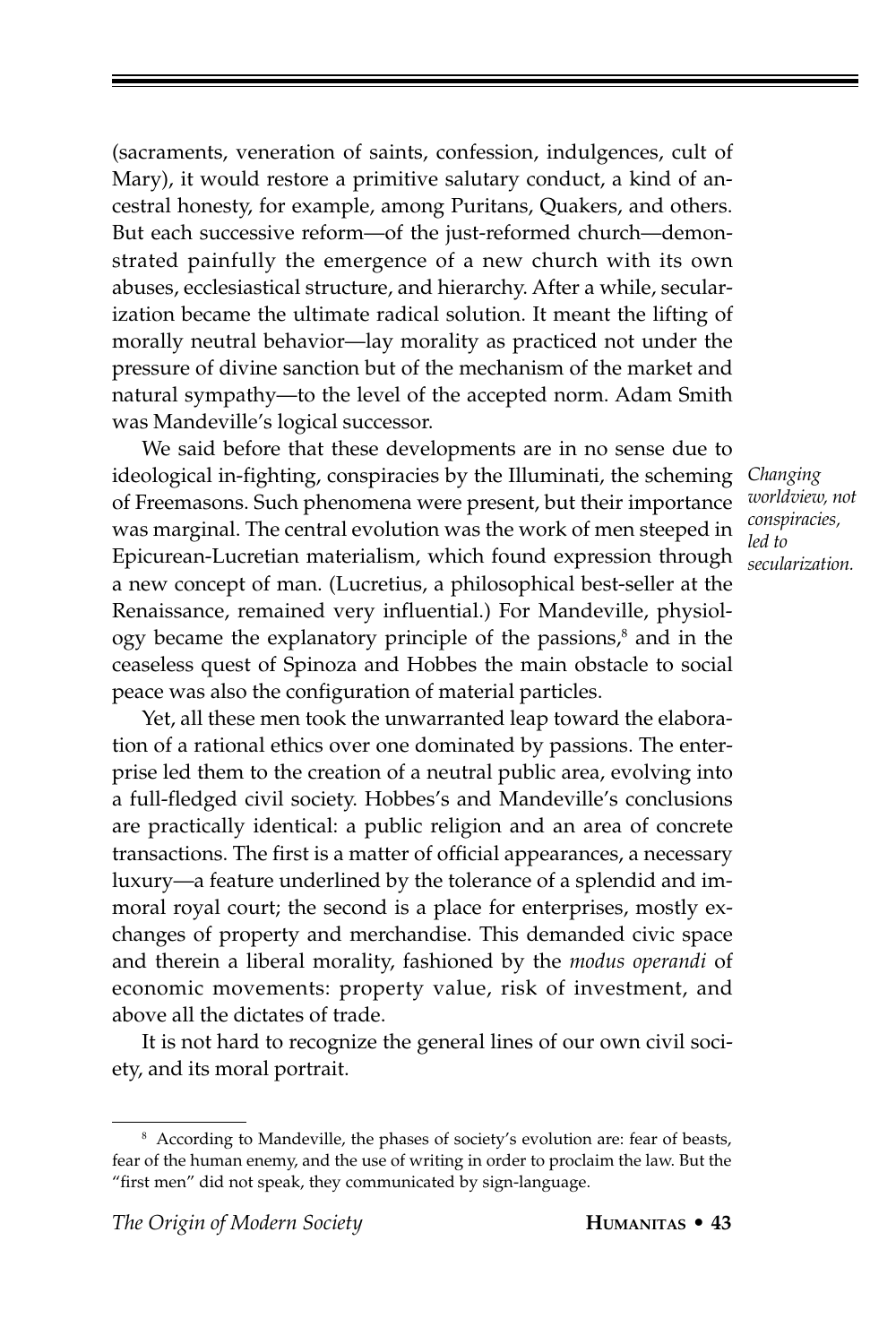(sacraments, veneration of saints, confession, indulgences, cult of Mary), it would restore a primitive salutary conduct, a kind of ancestral honesty, for example, among Puritans, Quakers, and others. But each successive reform—of the just-reformed church—demonstrated painfully the emergence of a new church with its own abuses, ecclesiastical structure, and hierarchy. After a while, secularization became the ultimate radical solution. It meant the lifting of morally neutral behavior—lay morality as practiced not under the pressure of divine sanction but of the mechanism of the market and natural sympathy—to the level of the accepted norm. Adam Smith was Mandeville's logical successor.

*Changing worldview, not conspiracies, led to secularization.*

We said before that these developments are in no sense due to ideological in-fighting, conspiracies by the Illuminati, the scheming of Freemasons. Such phenomena were present, but their importance was marginal. The central evolution was the work of men steeped in Epicurean-Lucretian materialism, which found expression through a new concept of man. (Lucretius, a philosophical best-seller at the Renaissance, remained very influential.) For Mandeville, physiology became the explanatory principle of the passions,[8] and in the ceaseless quest of Spinoza and Hobbes the main obstacle to social peace was also the configuration of material particles.

Yet, all these men took the unwarranted leap toward the elaboration of a rational ethics over one dominated by passions. The enterprise led them to the creation of a neutral public area, evolving into a full-fledged civil society. Hobbes's and Mandeville's conclusions are practically identical: a public religion and an area of concrete transactions. The first is a matter of official appearances, a necessary luxury—a feature underlined by the tolerance of a splendid and immoral royal court; the second is a place for enterprises, mostly exchanges of property and merchandise. This demanded civic space and therein a liberal morality, fashioned by the *modus operandi* of economic movements: property value, risk of investment, and above all the dictates of trade.

It is not hard to recognize the general lines of our own civil society, and its moral portrait.

---

[8] According to Mandeville, the phases of society's evolution are: fear of beasts, fear of the human enemy, and the use of writing in order to proclaim the law. But the "first men" did not speak, they communicated by sign-language.